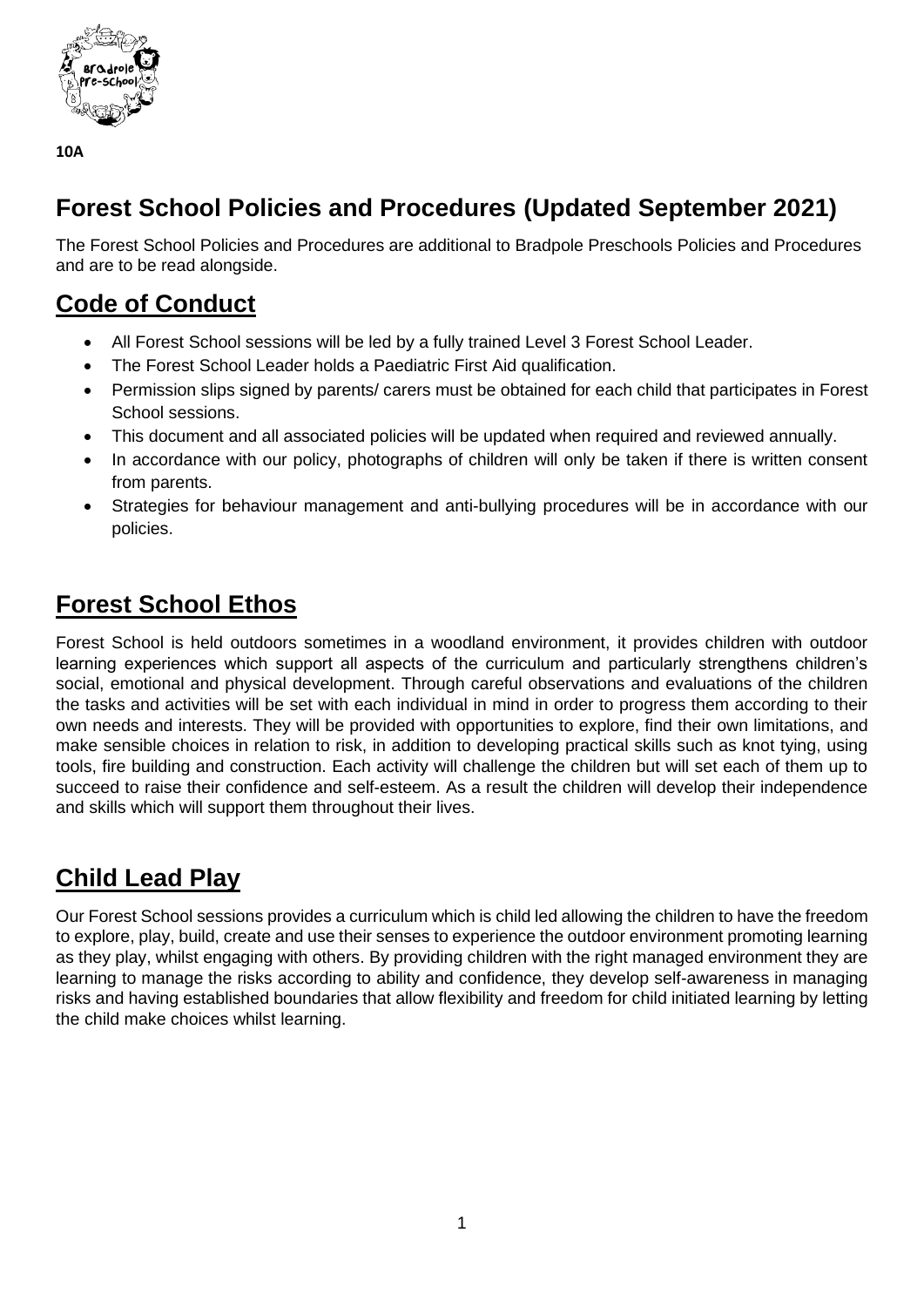**10A**

# Forest School Policies and Procedures (Updated September 2021)

The Forest School Policies and Procedures are additional to Bradpole Preschools Policies and Procedures and are to be read alongside.

## Code of Conduct

- All Forest School sessions will be led by a fully trained Level 3 Forest School Leader.
- The Forest School Leader holds a Paediatric First Aid qualification.
- Permission slips signed by parents/ carers must be obtained for each child that participates in Forest School sessions.
- This document and all associated policies will be updated when required and reviewed annually.
- In accordance with our policy, photographs of children will only be taken if there is written consent from parents.
- Strategies for behaviour management and anti-bullying procedures will be in accordance with our policies.

## Forest School Ethos

Forest School is held outdoors sometimes in a woodland environment, it provides children with outdoor learning experiences which support all aspects of the curriculum and particularly strengthens children's social, emotional and physical development. Through careful observations and evaluations of the children the tasks and activities will be set with each individual in mind in order to progress them according to their own needs and interests. They will be provided with opportunities to explore, find their own limitations, and make sensible choices in relation to risk, in addition to developing practical skills such as knot tying, using tools, fire building and construction. Each activity will challenge the children but will set each of them up to succeed to raise their confidence and self-esteem. As a result the children will develop their independence and skills which will support them throughout their lives.

## Child Lead Play

Our Forest School sessions provides a curriculum which is child led allowing the children to have the freedom to explore, play, build, create and use their senses to experience the outdoor environment promoting learning as they play, whilst engaging with others. By providing children with the right managed environment they are learning to manage the risks according to ability and confidence, they develop self-awareness in managing risks and having established boundaries that allow flexibility and freedom for child initiated learning by letting the child make choices whilst learning.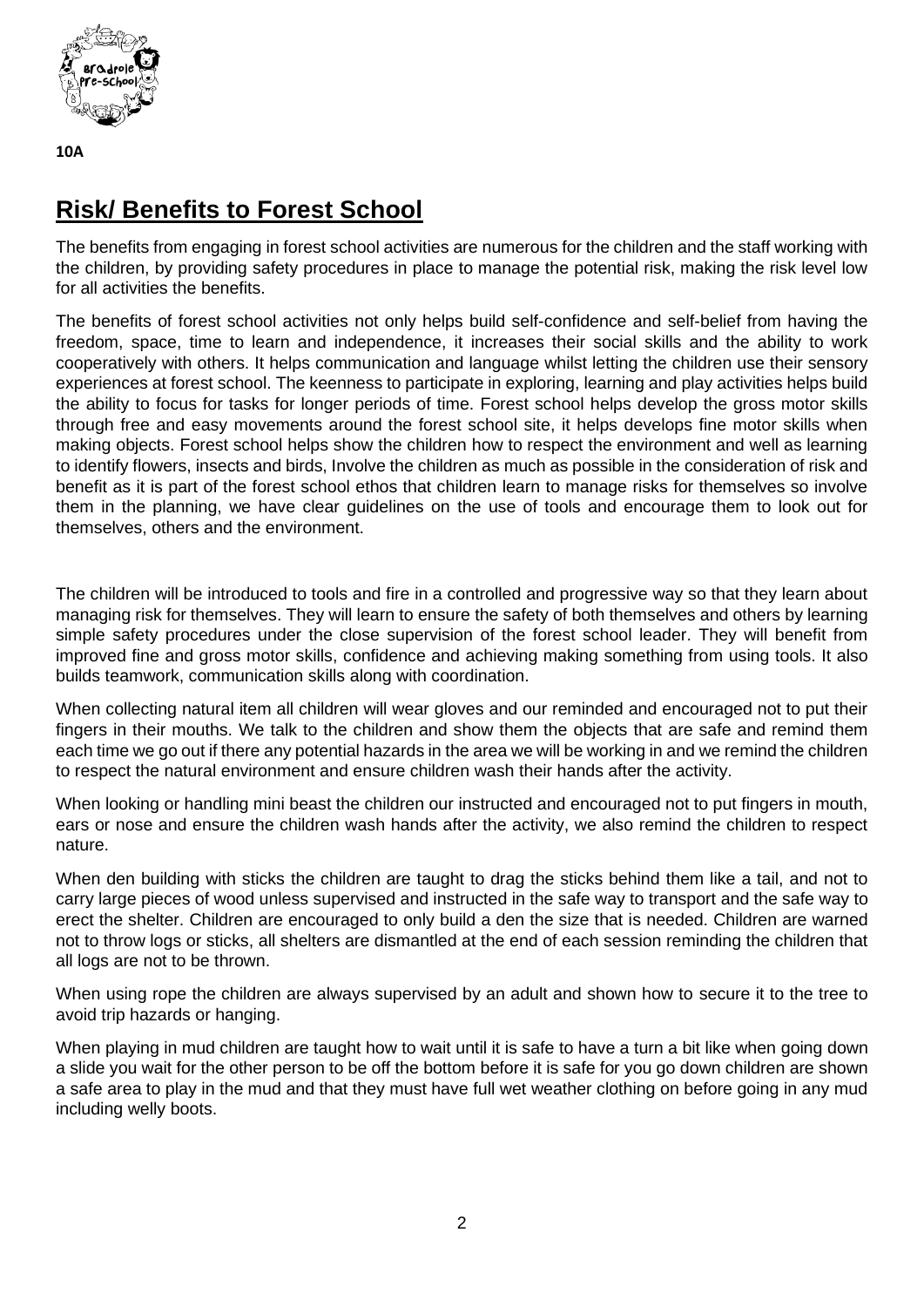**10A**

# Risk/ Benefits to Forest School

The benefits from engaging in forest school activities are numerous for the children and the staff working with the children, by providing safety procedures in place to manage the potential risk, making the risk level low for all activities the benefits.

The benefits of forest school activities not only helps build self-confidence and self-belief from having the freedom, space, time to learn and independence, it increases their social skills and the ability to work cooperatively with others. It helps communication and language whilst letting the children use their sensory experiences at forest school. The keenness to participate in exploring, learning and play activities helps build the ability to focus for tasks for longer periods of time. Forest school helps develop the gross motor skills through free and easy movements around the forest school site, it helps develops fine motor skills when making objects. Forest school helps show the children how to respect the environment and well as learning to identify flowers, insects and birds, Involve the children as much as possible in the consideration of risk and benefit as it is part of the forest school ethos that children learn to manage risks for themselves so involve them in the planning, we have clear guidelines on the use of tools and encourage them to look out for themselves, others and the environment.

The children will be introduced to tools and fire in a controlled and progressive way so that they learn about managing risk for themselves. They will learn to ensure the safety of both themselves and others by learning simple safety procedures under the close supervision of the forest school leader. They will benefit from improved fine and gross motor skills, confidence and achieving making something from using tools. It also builds teamwork, communication skills along with coordination.

When collecting natural item all children will wear gloves and our reminded and encouraged not to put their fingers in their mouths. We talk to the children and show them the objects that are safe and remind them each time we go out if there any potential hazards in the area we will be working in and we remind the children to respect the natural environment and ensure children wash their hands after the activity.

When looking or handling mini beast the children our instructed and encouraged not to put fingers in mouth, ears or nose and ensure the children wash hands after the activity, we also remind the children to respect nature.

When den building with sticks the children are taught to drag the sticks behind them like a tail, and not to carry large pieces of wood unless supervised and instructed in the safe way to transport and the safe way to erect the shelter. Children are encouraged to only build a den the size that is needed. Children are warned not to throw logs or sticks, all shelters are dismantled at the end of each session reminding the children that all logs are not to be thrown.

When using rope the children are always supervised by an adult and shown how to secure it to the tree to avoid trip hazards or hanging.

When playing in mud children are taught how to wait until it is safe to have a turn a bit like when going down a slide you wait for the other person to be off the bottom before it is safe for you go down children are shown a safe area to play in the mud and that they must have full wet weather clothing on before going in any mud including welly boots.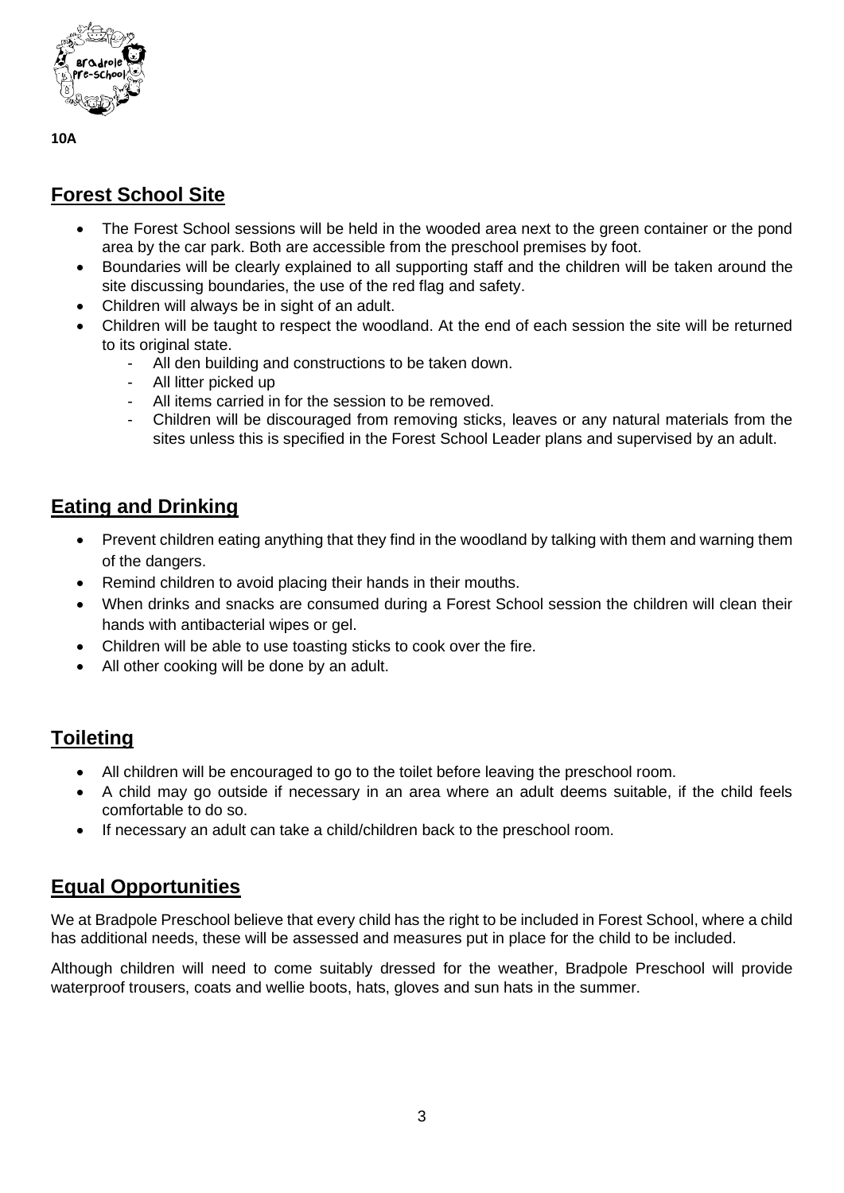10A

## Forest School Site

- The Forest School sessions will be held in the wooded area next to the green container or the pond area by the car park. Both are accessible from the preschool premises by foot.
- Boundaries will be clearly explained to all supporting staff and the children will be taken around the site discussing boundaries, the use of the red flag and safety.
- Children will always be in sight of an adult.
- Children will be taught to respect the woodland. At the end of each session the site will be returned to its original state.
    - All den building and constructions to be taken down.
    - All litter picked up
    - All items carried in for the session to be removed.
    - Children will be discouraged from removing sticks, leaves or any natural materials from the sites unless this is specified in the Forest School Leader plans and supervised by an adult.

## Eating and Drinking

- Prevent children eating anything that they find in the woodland by talking with them and warning them of the dangers.
- Remind children to avoid placing their hands in their mouths.
- When drinks and snacks are consumed during a Forest School session the children will clean their hands with antibacterial wipes or gel.
- Children will be able to use toasting sticks to cook over the fire.
- All other cooking will be done by an adult.

## Toileting

- All children will be encouraged to go to the toilet before leaving the preschool room.
- A child may go outside if necessary in an area where an adult deems suitable, if the child feels comfortable to do so.
- If necessary an adult can take a child/children back to the preschool room.

## Equal Opportunities

We at Bradpole Preschool believe that every child has the right to be included in Forest School, where a child has additional needs, these will be assessed and measures put in place for the child to be included.

Although children will need to come suitably dressed for the weather, Bradpole Preschool will provide waterproof trousers, coats and wellie boots, hats, gloves and sun hats in the summer.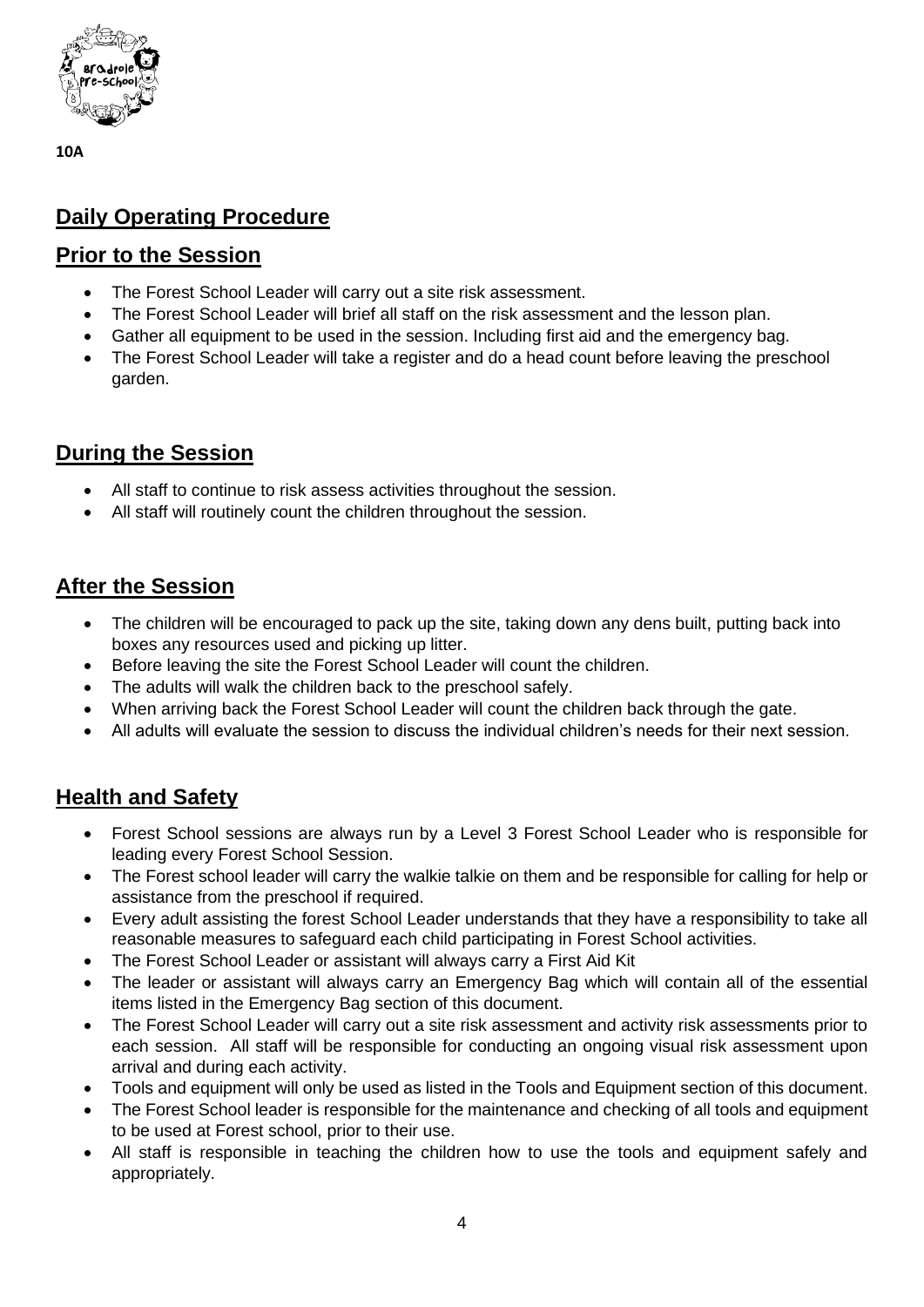**10A**

## Daily Operating Procedure

## Prior to the Session

- The Forest School Leader will carry out a site risk assessment.
- The Forest School Leader will brief all staff on the risk assessment and the lesson plan.
- Gather all equipment to be used in the session. Including first aid and the emergency bag.
- The Forest School Leader will take a register and do a head count before leaving the preschool garden.

## During the Session

- All staff to continue to risk assess activities throughout the session.
- All staff will routinely count the children throughout the session.

## After the Session

- The children will be encouraged to pack up the site, taking down any dens built, putting back into boxes any resources used and picking up litter.
- Before leaving the site the Forest School Leader will count the children.
- The adults will walk the children back to the preschool safely.
- When arriving back the Forest School Leader will count the children back through the gate.
- All adults will evaluate the session to discuss the individual children's needs for their next session.

## Health and Safety

- Forest School sessions are always run by a Level 3 Forest School Leader who is responsible for leading every Forest School Session.
- The Forest school leader will carry the walkie talkie on them and be responsible for calling for help or assistance from the preschool if required.
- Every adult assisting the forest School Leader understands that they have a responsibility to take all reasonable measures to safeguard each child participating in Forest School activities.
- The Forest School Leader or assistant will always carry a First Aid Kit
- The leader or assistant will always carry an Emergency Bag which will contain all of the essential items listed in the Emergency Bag section of this document.
- The Forest School Leader will carry out a site risk assessment and activity risk assessments prior to each session. All staff will be responsible for conducting an ongoing visual risk assessment upon arrival and during each activity.
- Tools and equipment will only be used as listed in the Tools and Equipment section of this document.
- The Forest School leader is responsible for the maintenance and checking of all tools and equipment to be used at Forest school, prior to their use.
- All staff is responsible in teaching the children how to use the tools and equipment safely and appropriately.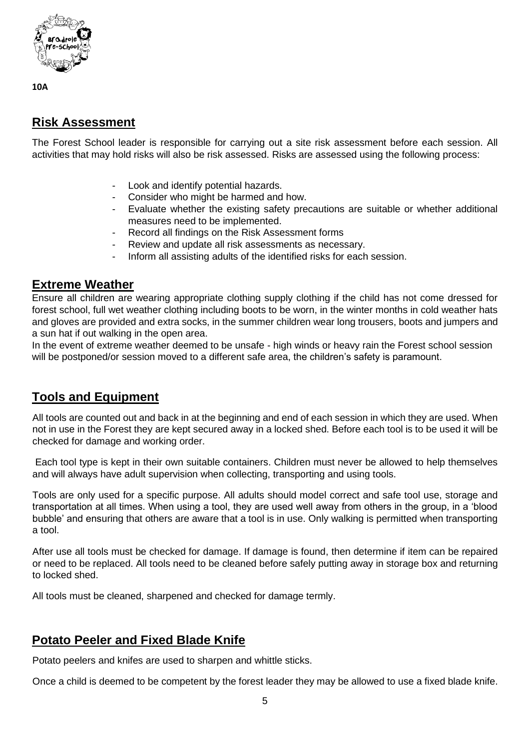10A

## Risk Assessment

The Forest School leader is responsible for carrying out a site risk assessment before each session. All activities that may hold risks will also be risk assessed. Risks are assessed using the following process:

- Look and identify potential hazards.
- Consider who might be harmed and how.
- Evaluate whether the existing safety precautions are suitable or whether additional measures need to be implemented.
- Record all findings on the Risk Assessment forms
- Review and update all risk assessments as necessary.
- Inform all assisting adults of the identified risks for each session.

## Extreme Weather

Ensure all children are wearing appropriate clothing supply clothing if the child has not come dressed for forest school, full wet weather clothing including boots to be worn, in the winter months in cold weather hats and gloves are provided and extra socks, in the summer children wear long trousers, boots and jumpers and a sun hat if out walking in the open area.

In the event of extreme weather deemed to be unsafe - high winds or heavy rain the Forest school session will be postponed/or session moved to a different safe area, the children's safety is paramount.

## Tools and Equipment

All tools are counted out and back in at the beginning and end of each session in which they are used. When not in use in the Forest they are kept secured away in a locked shed. Before each tool is to be used it will be checked for damage and working order.

Each tool type is kept in their own suitable containers. Children must never be allowed to help themselves and will always have adult supervision when collecting, transporting and using tools.

Tools are only used for a specific purpose. All adults should model correct and safe tool use, storage and transportation at all times. When using a tool, they are used well away from others in the group, in a 'blood bubble' and ensuring that others are aware that a tool is in use. Only walking is permitted when transporting a tool.

After use all tools must be checked for damage. If damage is found, then determine if item can be repaired or need to be replaced. All tools need to be cleaned before safely putting away in storage box and returning to locked shed.

All tools must be cleaned, sharpened and checked for damage termly.

## Potato Peeler and Fixed Blade Knife

Potato peelers and knifes are used to sharpen and whittle sticks.

Once a child is deemed to be competent by the forest leader they may be allowed to use a fixed blade knife.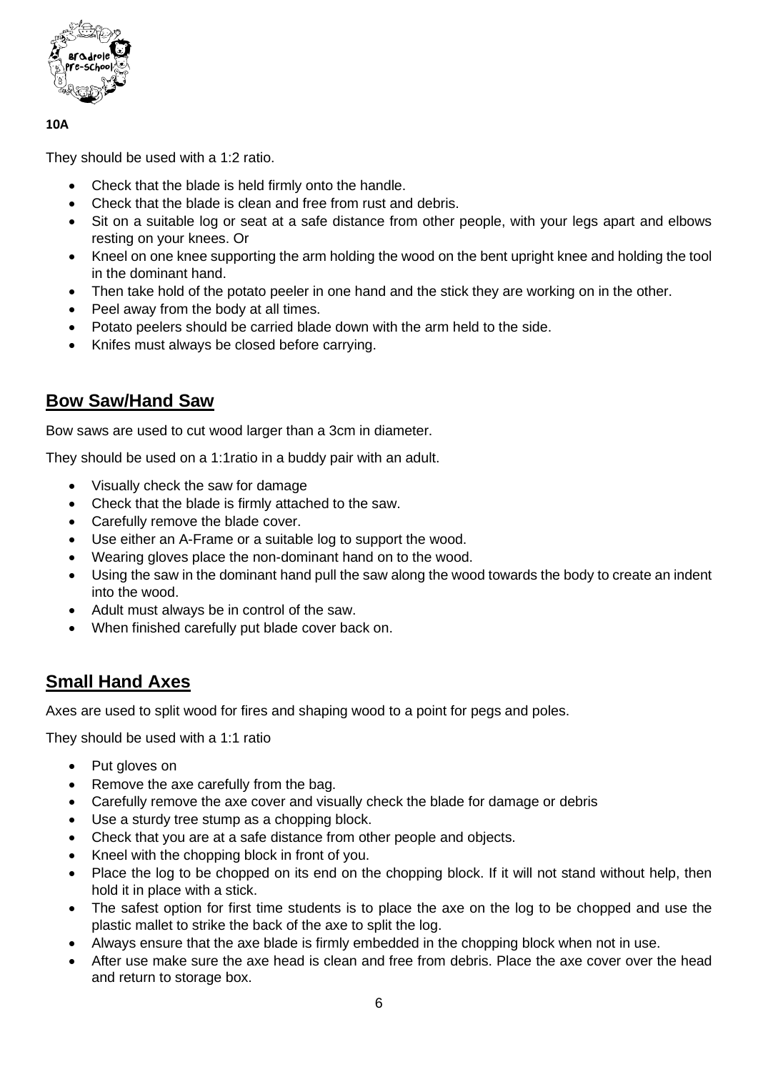**10A**

They should be used with a 1:2 ratio.

- Check that the blade is held firmly onto the handle.
- Check that the blade is clean and free from rust and debris.
- Sit on a suitable log or seat at a safe distance from other people, with your legs apart and elbows resting on your knees. Or
- Kneel on one knee supporting the arm holding the wood on the bent upright knee and holding the tool in the dominant hand.
- Then take hold of the potato peeler in one hand and the stick they are working on in the other.
- Peel away from the body at all times.
- Potato peelers should be carried blade down with the arm held to the side.
- Knifes must always be closed before carrying.

## Bow Saw/Hand Saw

Bow saws are used to cut wood larger than a 3cm in diameter.

They should be used on a 1:1ratio in a buddy pair with an adult.

- Visually check the saw for damage
- Check that the blade is firmly attached to the saw.
- Carefully remove the blade cover.
- Use either an A-Frame or a suitable log to support the wood.
- Wearing gloves place the non-dominant hand on to the wood.
- Using the saw in the dominant hand pull the saw along the wood towards the body to create an indent into the wood.
- Adult must always be in control of the saw.
- When finished carefully put blade cover back on.

## Small Hand Axes

Axes are used to split wood for fires and shaping wood to a point for pegs and poles.

They should be used with a 1:1 ratio

- Put gloves on
- Remove the axe carefully from the bag.
- Carefully remove the axe cover and visually check the blade for damage or debris
- Use a sturdy tree stump as a chopping block.
- Check that you are at a safe distance from other people and objects.
- Kneel with the chopping block in front of you.
- Place the log to be chopped on its end on the chopping block. If it will not stand without help, then hold it in place with a stick.
- The safest option for first time students is to place the axe on the log to be chopped and use the plastic mallet to strike the back of the axe to split the log.
- Always ensure that the axe blade is firmly embedded in the chopping block when not in use.
- After use make sure the axe head is clean and free from debris. Place the axe cover over the head and return to storage box.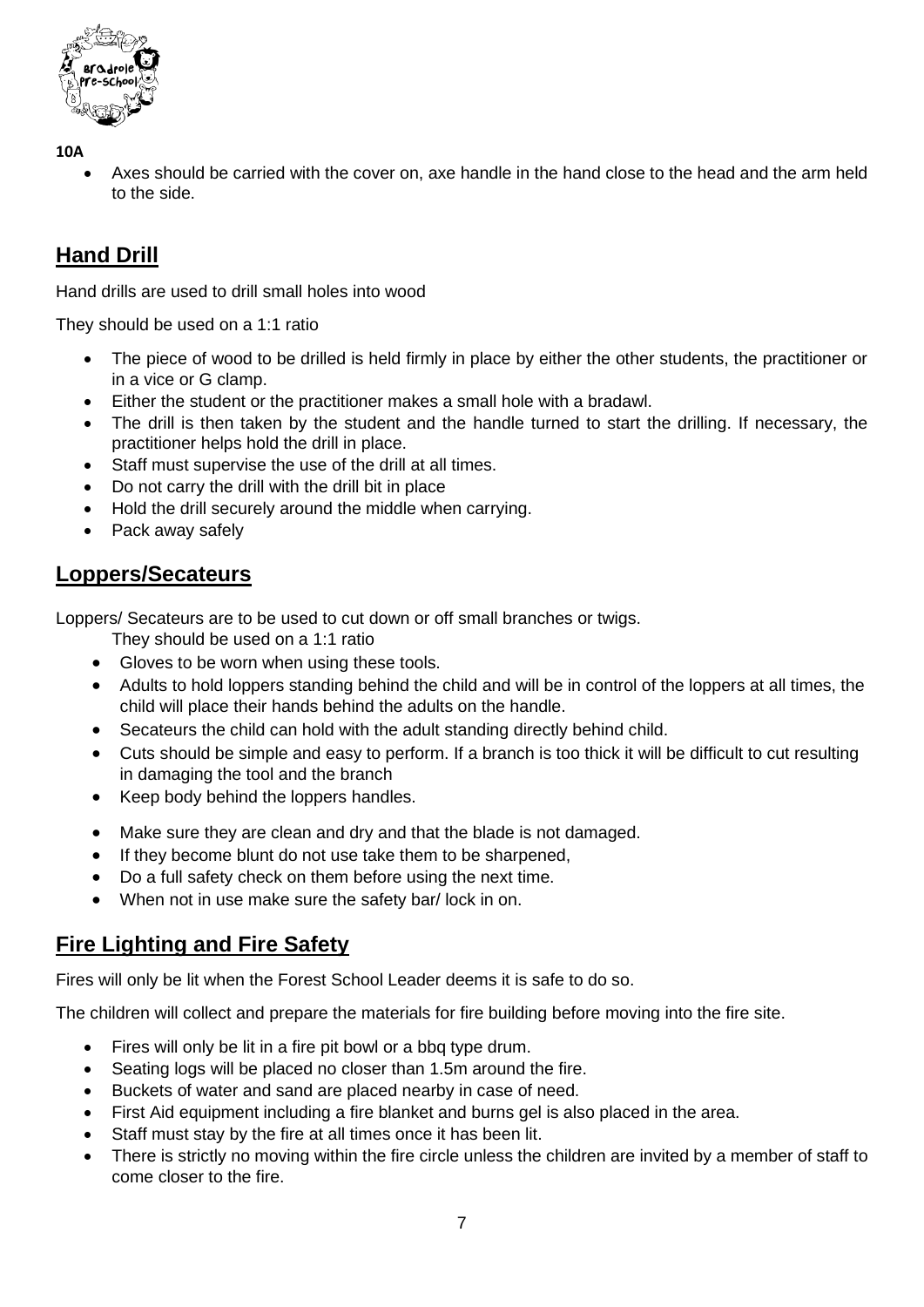**10A**

- Axes should be carried with the cover on, axe handle in the hand close to the head and the arm held to the side.

## Hand Drill

Hand drills are used to drill small holes into wood

They should be used on a 1:1 ratio

- The piece of wood to be drilled is held firmly in place by either the other students, the practitioner or in a vice or G clamp.
- Either the student or the practitioner makes a small hole with a bradawl.
- The drill is then taken by the student and the handle turned to start the drilling. If necessary, the practitioner helps hold the drill in place.
- Staff must supervise the use of the drill at all times.
- Do not carry the drill with the drill bit in place
- Hold the drill securely around the middle when carrying.
- Pack away safely

## Loppers/Secateurs

Loppers/ Secateurs are to be used to cut down or off small branches or twigs.

They should be used on a 1:1 ratio

- Gloves to be worn when using these tools.
- Adults to hold loppers standing behind the child and will be in control of the loppers at all times, the child will place their hands behind the adults on the handle.
- Secateurs the child can hold with the adult standing directly behind child.
- Cuts should be simple and easy to perform. If a branch is too thick it will be difficult to cut resulting in damaging the tool and the branch
- Keep body behind the loppers handles.
- Make sure they are clean and dry and that the blade is not damaged.
- If they become blunt do not use take them to be sharpened,
- Do a full safety check on them before using the next time.
- When not in use make sure the safety bar/ lock in on.

## Fire Lighting and Fire Safety

Fires will only be lit when the Forest School Leader deems it is safe to do so.

The children will collect and prepare the materials for fire building before moving into the fire site.

- Fires will only be lit in a fire pit bowl or a bbq type drum.
- Seating logs will be placed no closer than 1.5m around the fire.
- Buckets of water and sand are placed nearby in case of need.
- First Aid equipment including a fire blanket and burns gel is also placed in the area.
- Staff must stay by the fire at all times once it has been lit.
- There is strictly no moving within the fire circle unless the children are invited by a member of staff to come closer to the fire.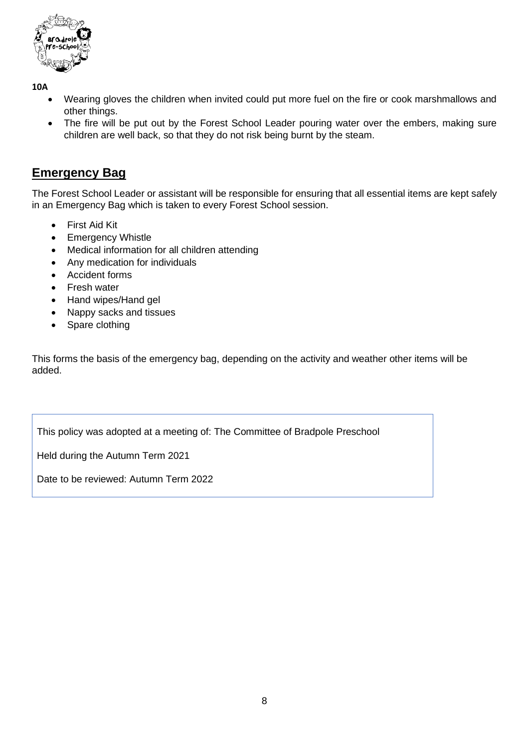**10A**

- Wearing gloves the children when invited could put more fuel on the fire or cook marshmallows and other things.
- The fire will be put out by the Forest School Leader pouring water over the embers, making sure children are well back, so that they do not risk being burnt by the steam.

## Emergency Bag

The Forest School Leader or assistant will be responsible for ensuring that all essential items are kept safely in an Emergency Bag which is taken to every Forest School session.

- First Aid Kit
- Emergency Whistle
- Medical information for all children attending
- Any medication for individuals
- Accident forms
- Fresh water
- Hand wipes/Hand gel
- Nappy sacks and tissues
- Spare clothing

This forms the basis of the emergency bag, depending on the activity and weather other items will be added.

This policy was adopted at a meeting of: The Committee of Bradpole Preschool

Held during the Autumn Term 2021

Date to be reviewed: Autumn Term 2022